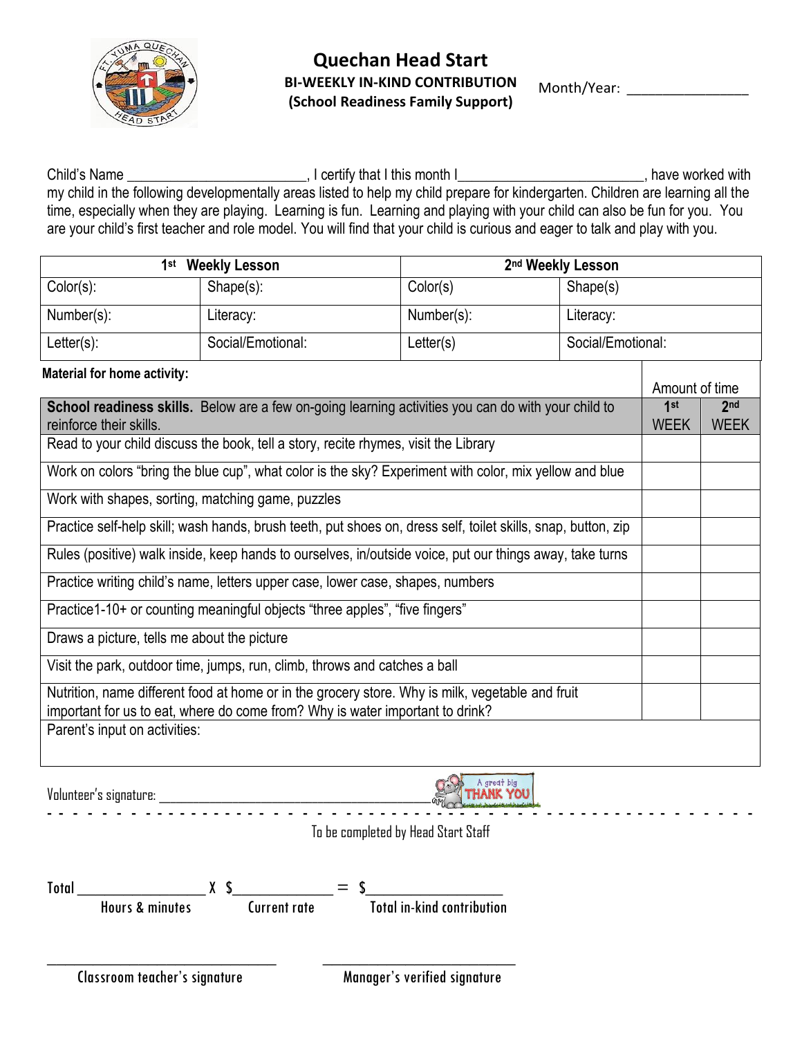# Quechan Head Start

**BI-WEEKLY IN-KIND CONTRIBUTION**
**(School Readiness Family Support)**

Month/Year: _______________

Child's Name ________________________, I certify that I this month I________________________, have worked with my child in the following developmentally areas listed to help my child prepare for kindergarten. Children are learning all the time, especially when they are playing. Learning is fun. Learning and playing with your child can also be fun for you. You are your child's first teacher and role model. You will find that your child is curious and eager to talk and play with you.

| 1st Weekly Lesson | | 2nd Weekly Lesson | |
|---|---|---|---|
| Color(s): | Shape(s): | Color(s) | Shape(s) |
| Number(s): | Literacy: | Number(s): | Literacy: |
| Letter(s): | Social/Emotional: | Letter(s) | Social/Emotional: |

**Material for home activity:**

| | Amount of time | |
|---|---|---|
| **School readiness skills.** Below are a few on-going learning activities you can do with your child to reinforce their skills. | 1st WEEK | 2nd WEEK |
| Read to your child discuss the book, tell a story, recite rhymes, visit the Library | | |
| Work on colors "bring the blue cup", what color is the sky? Experiment with color, mix yellow and blue | | |
| Work with shapes, sorting, matching game, puzzles | | |
| Practice self-help skill; wash hands, brush teeth, put shoes on, dress self, toilet skills, snap, button, zip | | |
| Rules (positive) walk inside, keep hands to ourselves, in/outside voice, put our things away, take turns | | |
| Practice writing child's name, letters upper case, lower case, shapes, numbers | | |
| Practice1-10+ or counting meaningful objects "three apples", "five fingers" | | |
| Draws a picture, tells me about the picture | | |
| Visit the park, outdoor time, jumps, run, climb, throws and catches a ball | | |
| Nutrition, name different food at home or in the grocery store. Why is milk, vegetable and fruit important for us to eat, where do come from? Why is water important to drink? | | |
| Parent's input on activities: | | |

Volunteer's signature: ________________________________________ A great big THANK YOU

- - - - - - - - - - - - - - - - - - - - - - - - - - - - - - - - - - - - - - - - - - - - - - - - - - - - -

To be completed by Head Start Staff

Total _________________ X $_____________ = $__________________
Hours & minutes    Current rate    Total in-kind contribution

________________________________    ___________________________
Classroom teacher's signature    Manager's verified signature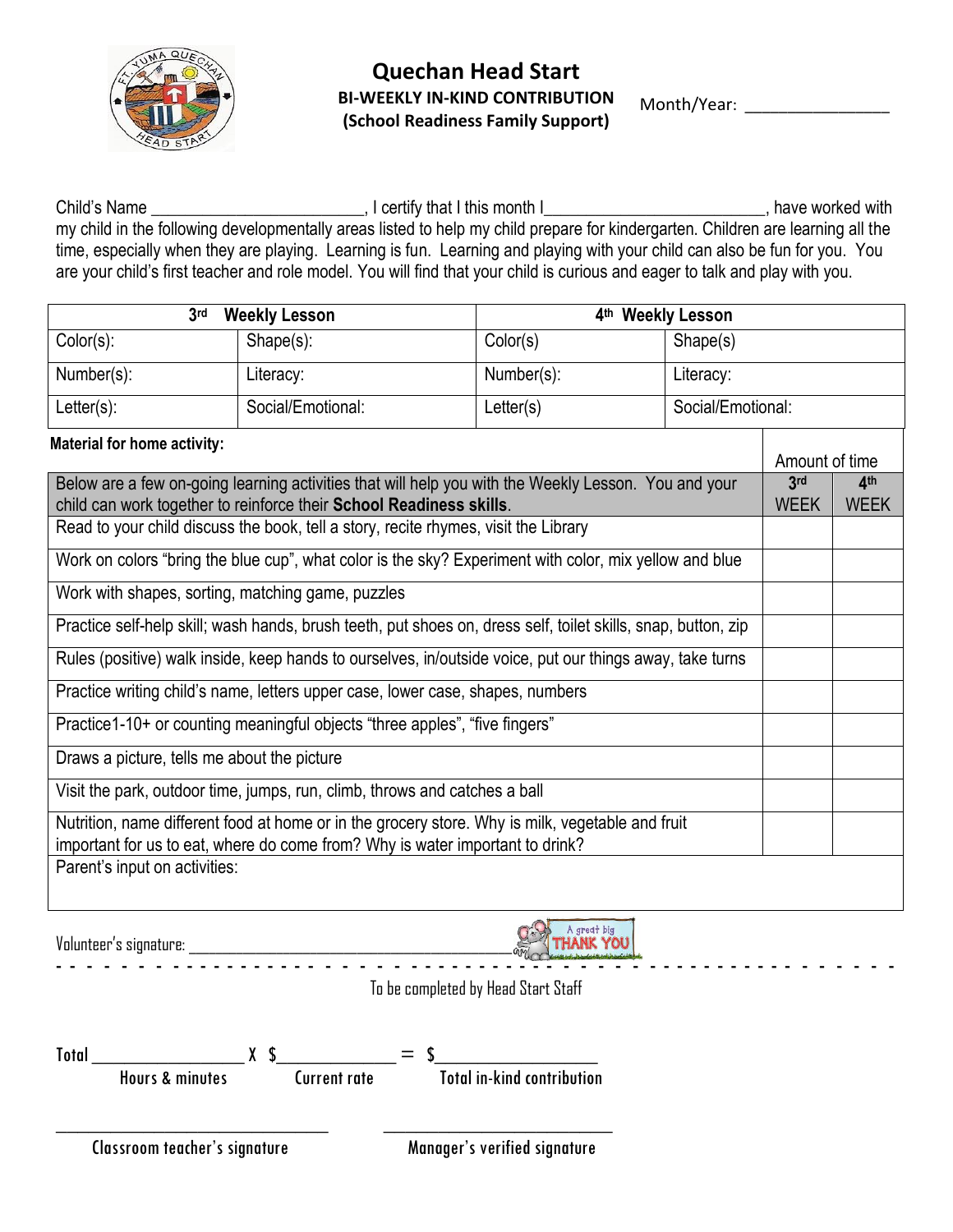# Quechan Head Start

**BI-WEEKLY IN-KIND CONTRIBUTION**
**(School Readiness Family Support)**

Month/Year: _______________

Child's Name ________________________, I certify that I this month I________________________, have worked with my child in the following developmentally areas listed to help my child prepare for kindergarten. Children are learning all the time, especially when they are playing. Learning is fun. Learning and playing with your child can also be fun for you. You are your child's first teacher and role model. You will find that your child is curious and eager to talk and play with you.

| 3rd Weekly Lesson | | 4th Weekly Lesson | |
|---|---|---|---|
| Color(s): | Shape(s): | Color(s) | Shape(s) |
| Number(s): | Literacy: | Number(s): | Literacy: |
| Letter(s): | Social/Emotional: | Letter(s) | Social/Emotional: |

**Material for home activity:**

| | Amount of time | |
|---|---|---|
| Below are a few on-going learning activities that will help you with the Weekly Lesson. You and your child can work together to reinforce their **School Readiness skills**. | 3rd WEEK | 4th WEEK |
| Read to your child discuss the book, tell a story, recite rhymes, visit the Library | | |
| Work on colors "bring the blue cup", what color is the sky? Experiment with color, mix yellow and blue | | |
| Work with shapes, sorting, matching game, puzzles | | |
| Practice self-help skill; wash hands, brush teeth, put shoes on, dress self, toilet skills, snap, button, zip | | |
| Rules (positive) walk inside, keep hands to ourselves, in/outside voice, put our things away, take turns | | |
| Practice writing child's name, letters upper case, lower case, shapes, numbers | | |
| Practice1-10+ or counting meaningful objects "three apples", "five fingers" | | |
| Draws a picture, tells me about the picture | | |
| Visit the park, outdoor time, jumps, run, climb, throws and catches a ball | | |
| Nutrition, name different food at home or in the grocery store. Why is milk, vegetable and fruit important for us to eat, where do come from? Why is water important to drink? | | |
| Parent's input on activities: | | |

Volunteer's signature: ________________________________________ A great big THANK YOU

- - - - - - - - - - - - - - - - - - - - - - - - - - - - - - - - - - - - - - - - - - - - - - - -

To be completed by Head Start Staff

Total _________________ X $_____________ = $_________________
Hours & minutes — Current rate — Total in-kind contribution

______________________________ ______________________________
Classroom teacher's signature — Manager's verified signature